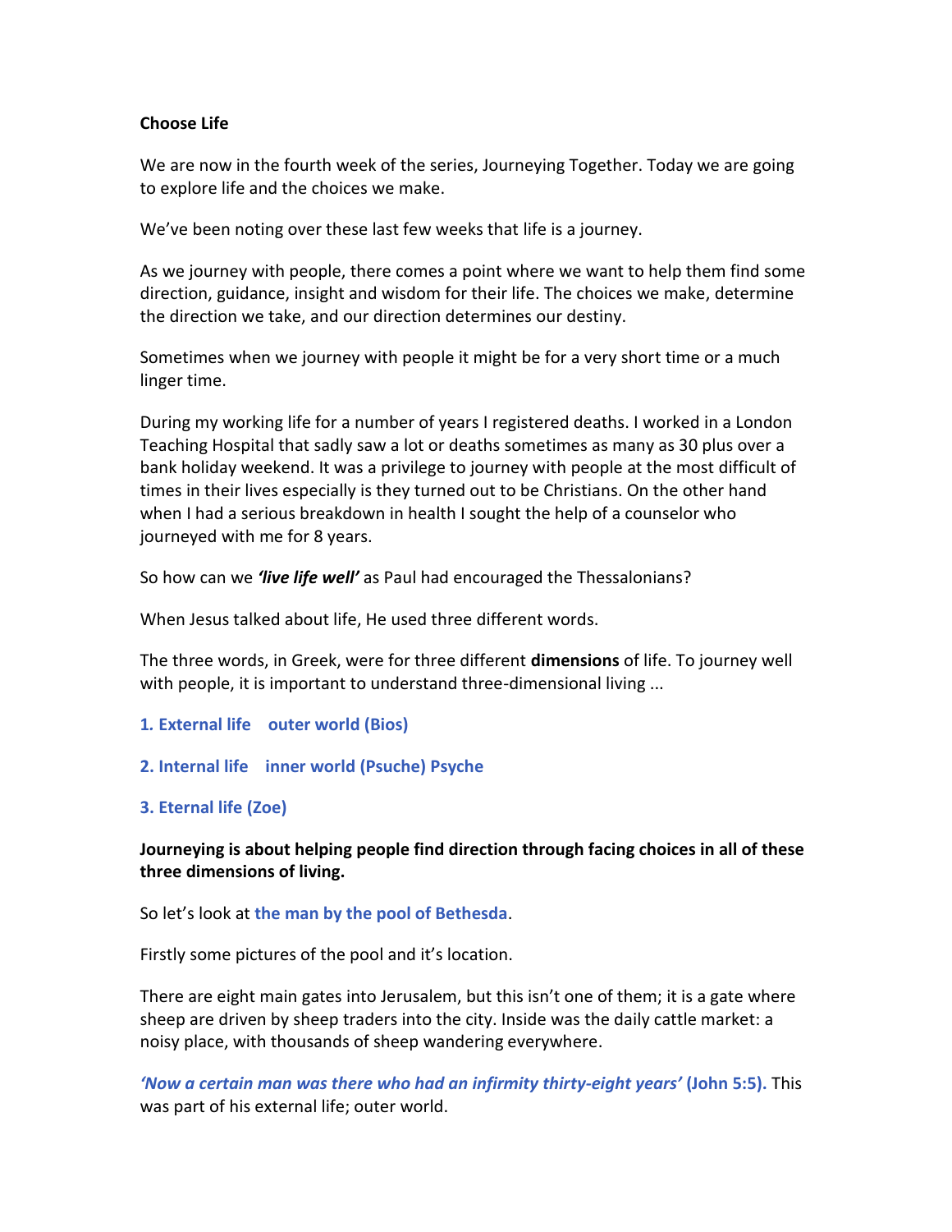**Choose Life**

We are now in the fourth week of the series, Journeying Together. Today we are going to explore life and the choices we make.

We've been noting over these last few weeks that life is a journey.

As we journey with people, there comes a point where we want to help them find some direction, guidance, insight and wisdom for their life. The choices we make, determine the direction we take, and our direction determines our destiny.

Sometimes when we journey with people it might be for a very short time or a much linger time.

During my working life for a number of years I registered deaths. I worked in a London Teaching Hospital that sadly saw a lot or deaths sometimes as many as 30 plus over a bank holiday weekend. It was a privilege to journey with people at the most difficult of times in their lives especially is they turned out to be Christians. On the other hand when I had a serious breakdown in health I sought the help of a counselor who journeyed with me for 8 years.

So how can we ***'live life well'*** as Paul had encouraged the Thessalonians?

When Jesus talked about life, He used three different words.

The three words, in Greek, were for three different **dimensions** of life. To journey well with people, it is important to understand three-dimensional living ...

**1. External life outer world (Bios)**

**2. Internal life inner world (Psuche) Psyche**

**3. Eternal life (Zoe)**

**Journeying is about helping people find direction through facing choices in all of these three dimensions of living.**

So let's look at **the man by the pool of Bethesda**.

Firstly some pictures of the pool and it's location.

There are eight main gates into Jerusalem, but this isn't one of them; it is a gate where sheep are driven by sheep traders into the city. Inside was the daily cattle market: a noisy place, with thousands of sheep wandering everywhere.

***'Now a certain man was there who had an infirmity thirty-eight years'* (John 5:5).** This was part of his external life; outer world.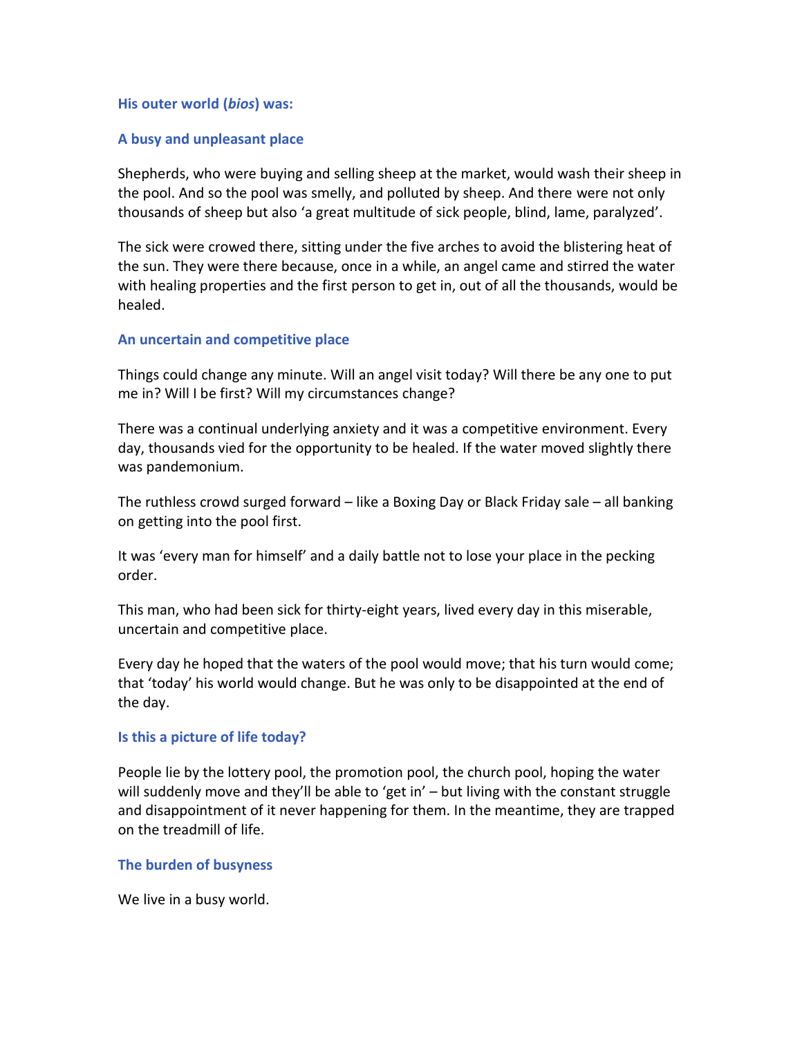### His outer world (*bios*) was:

### A busy and unpleasant place

Shepherds, who were buying and selling sheep at the market, would wash their sheep in the pool. And so the pool was smelly, and polluted by sheep. And there were not only thousands of sheep but also 'a great multitude of sick people, blind, lame, paralyzed'.

The sick were crowed there, sitting under the five arches to avoid the blistering heat of the sun. They were there because, once in a while, an angel came and stirred the water with healing properties and the first person to get in, out of all the thousands, would be healed.

### An uncertain and competitive place

Things could change any minute. Will an angel visit today? Will there be any one to put me in? Will I be first? Will my circumstances change?

There was a continual underlying anxiety and it was a competitive environment. Every day, thousands vied for the opportunity to be healed. If the water moved slightly there was pandemonium.

The ruthless crowd surged forward – like a Boxing Day or Black Friday sale – all banking on getting into the pool first.

It was 'every man for himself' and a daily battle not to lose your place in the pecking order.

This man, who had been sick for thirty-eight years, lived every day in this miserable, uncertain and competitive place.

Every day he hoped that the waters of the pool would move; that his turn would come; that 'today' his world would change. But he was only to be disappointed at the end of the day.

### Is this a picture of life today?

People lie by the lottery pool, the promotion pool, the church pool, hoping the water will suddenly move and they'll be able to 'get in' – but living with the constant struggle and disappointment of it never happening for them. In the meantime, they are trapped on the treadmill of life.

### The burden of busyness

We live in a busy world.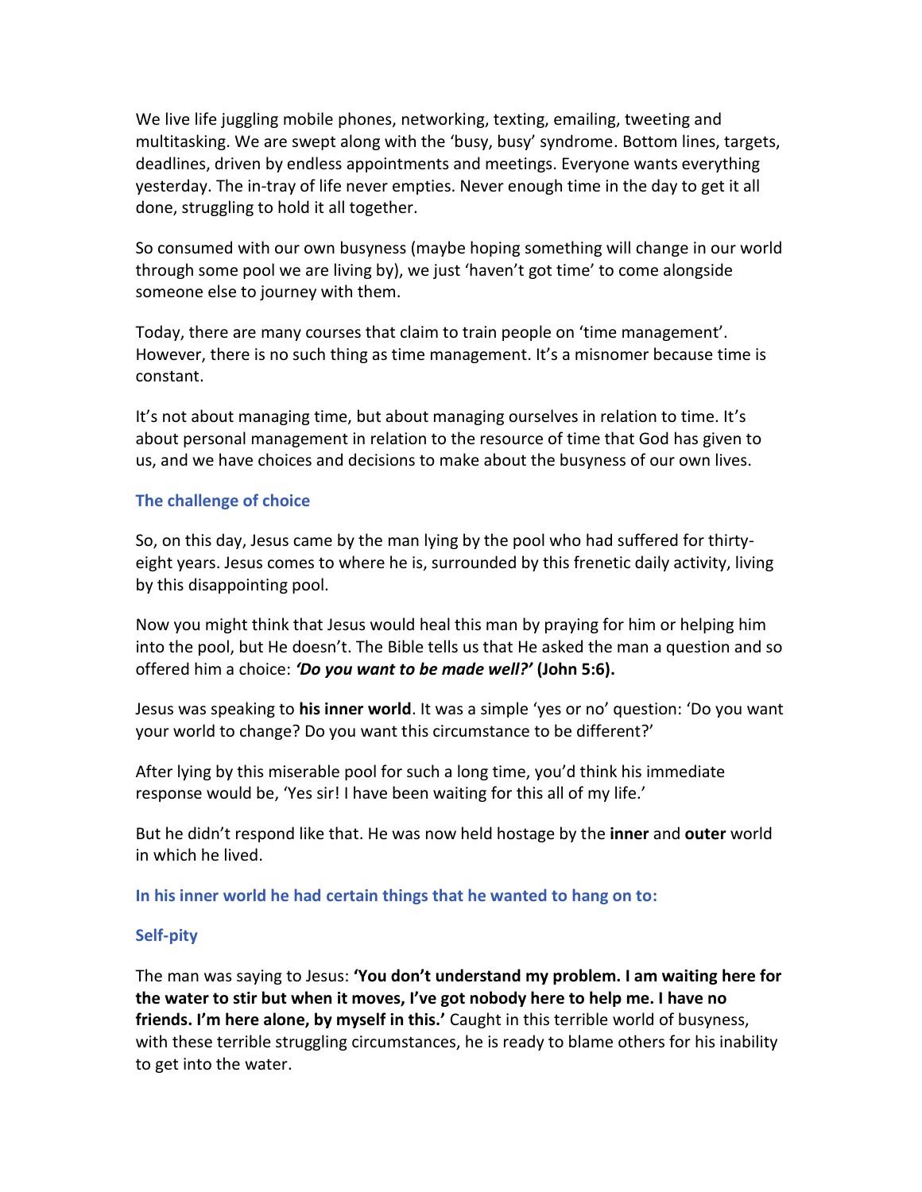We live life juggling mobile phones, networking, texting, emailing, tweeting and multitasking. We are swept along with the 'busy, busy' syndrome. Bottom lines, targets, deadlines, driven by endless appointments and meetings. Everyone wants everything yesterday. The in-tray of life never empties. Never enough time in the day to get it all done, struggling to hold it all together.

So consumed with our own busyness (maybe hoping something will change in our world through some pool we are living by), we just 'haven't got time' to come alongside someone else to journey with them.

Today, there are many courses that claim to train people on 'time management'. However, there is no such thing as time management. It's a misnomer because time is constant.

It's not about managing time, but about managing ourselves in relation to time. It's about personal management in relation to the resource of time that God has given to us, and we have choices and decisions to make about the busyness of our own lives.

### The challenge of choice

So, on this day, Jesus came by the man lying by the pool who had suffered for thirty-eight years. Jesus comes to where he is, surrounded by this frenetic daily activity, living by this disappointing pool.

Now you might think that Jesus would heal this man by praying for him or helping him into the pool, but He doesn't. The Bible tells us that He asked the man a question and so offered him a choice: ***'Do you want to be made well?'* (John 5:6).**

Jesus was speaking to **his inner world**. It was a simple 'yes or no' question: 'Do you want your world to change? Do you want this circumstance to be different?'

After lying by this miserable pool for such a long time, you'd think his immediate response would be, 'Yes sir! I have been waiting for this all of my life.'

But he didn't respond like that. He was now held hostage by the **inner** and **outer** world in which he lived.

### In his inner world he had certain things that he wanted to hang on to:

### Self-pity

The man was saying to Jesus: **'You don't understand my problem. I am waiting here for the water to stir but when it moves, I've got nobody here to help me. I have no friends. I'm here alone, by myself in this.'** Caught in this terrible world of busyness, with these terrible struggling circumstances, he is ready to blame others for his inability to get into the water.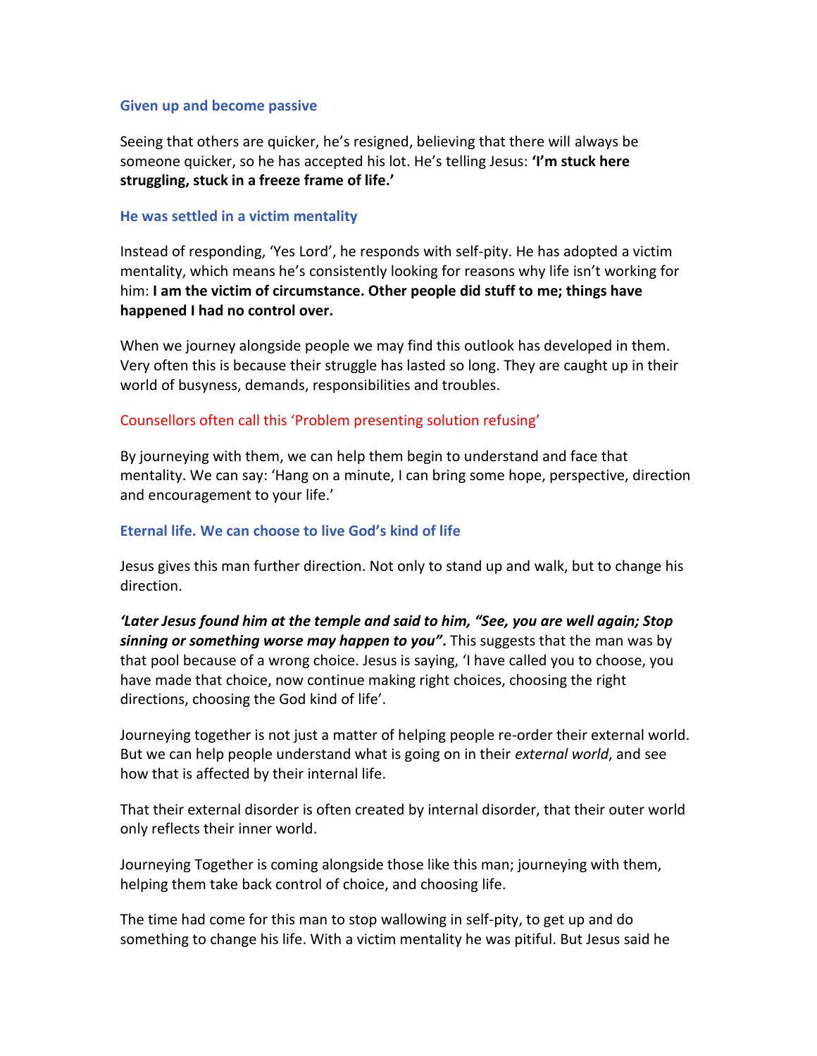### Given up and become passive

Seeing that others are quicker, he's resigned, believing that there will always be someone quicker, so he has accepted his lot. He's telling Jesus: **'I'm stuck here struggling, stuck in a freeze frame of life.'**

### He was settled in a victim mentality

Instead of responding, 'Yes Lord', he responds with self-pity. He has adopted a victim mentality, which means he's consistently looking for reasons why life isn't working for him: **I am the victim of circumstance. Other people did stuff to me; things have happened I had no control over.**

When we journey alongside people we may find this outlook has developed in them. Very often this is because their struggle has lasted so long. They are caught up in their world of busyness, demands, responsibilities and troubles.

Counsellors often call this 'Problem presenting solution refusing'

By journeying with them, we can help them begin to understand and face that mentality. We can say: 'Hang on a minute, I can bring some hope, perspective, direction and encouragement to your life.'

### Eternal life. We can choose to live God's kind of life

Jesus gives this man further direction. Not only to stand up and walk, but to change his direction.

***'Later Jesus found him at the temple and said to him, "See, you are well again; Stop sinning or something worse may happen to you"*.** This suggests that the man was by that pool because of a wrong choice. Jesus is saying, 'I have called you to choose, you have made that choice, now continue making right choices, choosing the right directions, choosing the God kind of life'.

Journeying together is not just a matter of helping people re-order their external world. But we can help people understand what is going on in their *external world*, and see how that is affected by their internal life.

That their external disorder is often created by internal disorder, that their outer world only reflects their inner world.

Journeying Together is coming alongside those like this man; journeying with them, helping them take back control of choice, and choosing life.

The time had come for this man to stop wallowing in self-pity, to get up and do something to change his life. With a victim mentality he was pitiful. But Jesus said he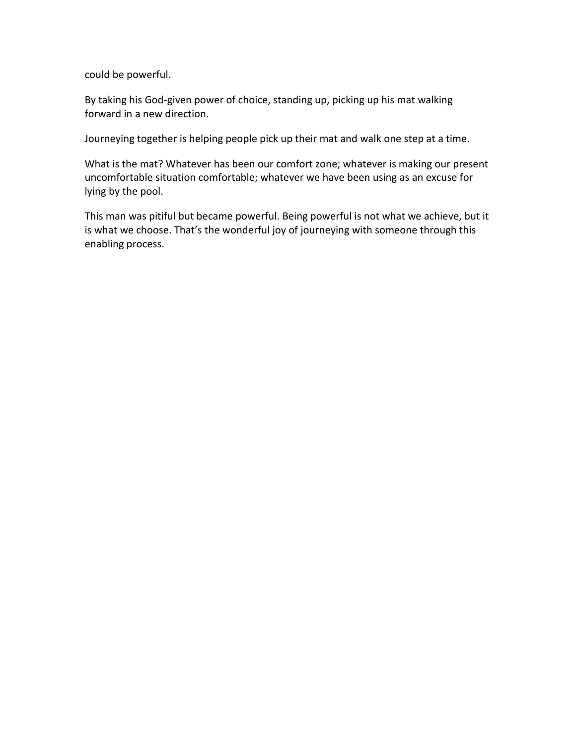could be powerful.

By taking his God-given power of choice, standing up, picking up his mat walking forward in a new direction.

Journeying together is helping people pick up their mat and walk one step at a time.

What is the mat? Whatever has been our comfort zone; whatever is making our present uncomfortable situation comfortable; whatever we have been using as an excuse for lying by the pool.

This man was pitiful but became powerful. Being powerful is not what we achieve, but it is what we choose. That's the wonderful joy of journeying with someone through this enabling process.